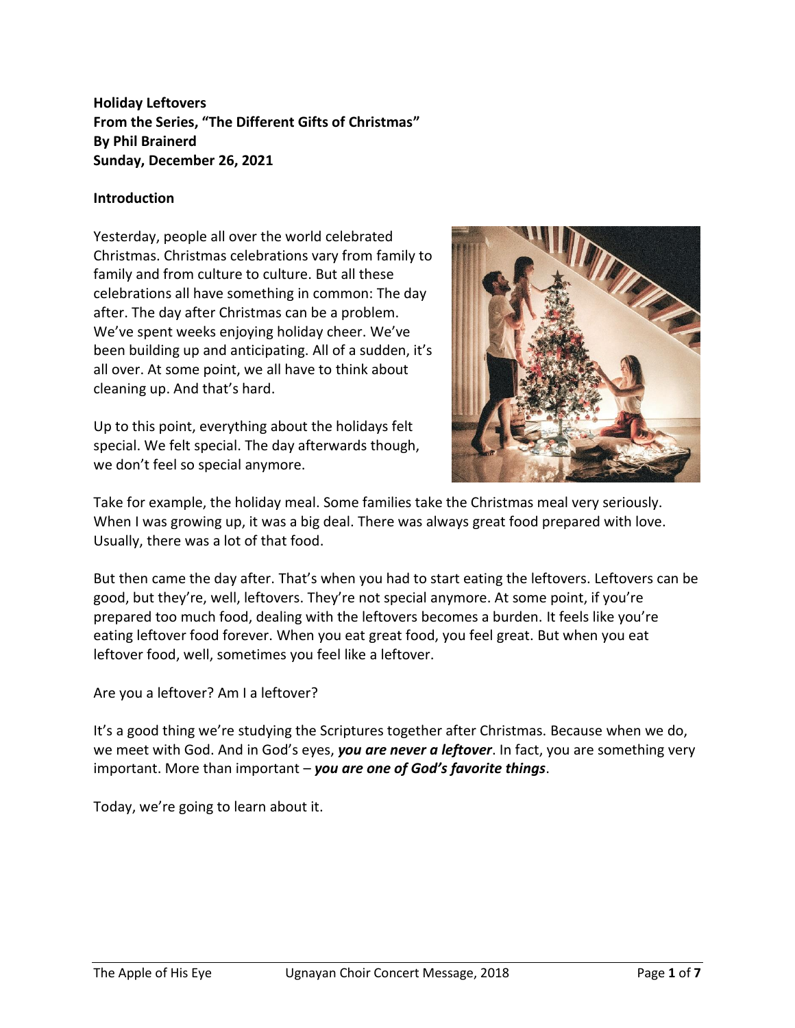**Holiday Leftovers**
**From the Series, "The Different Gifts of Christmas"**
**By Phil Brainerd**
**Sunday, December 26, 2021**

**Introduction**

Yesterday, people all over the world celebrated Christmas. Christmas celebrations vary from family to family and from culture to culture. But all these celebrations all have something in common: The day after. The day after Christmas can be a problem. We've spent weeks enjoying holiday cheer. We've been building up and anticipating. All of a sudden, it's all over. At some point, we all have to think about cleaning up. And that's hard.

Up to this point, everything about the holidays felt special. We felt special. The day afterwards though, we don't feel so special anymore.

Take for example, the holiday meal. Some families take the Christmas meal very seriously. When I was growing up, it was a big deal. There was always great food prepared with love. Usually, there was a lot of that food.

But then came the day after. That's when you had to start eating the leftovers. Leftovers can be good, but they're, well, leftovers. They're not special anymore. At some point, if you're prepared too much food, dealing with the leftovers becomes a burden. It feels like you're eating leftover food forever. When you eat great food, you feel great. But when you eat leftover food, well, sometimes you feel like a leftover.

Are you a leftover? Am I a leftover?

It's a good thing we're studying the Scriptures together after Christmas. Because when we do, we meet with God. And in God's eyes, ***you are never a leftover***. In fact, you are something very important. More than important – ***you are one of God's favorite things***.

Today, we're going to learn about it.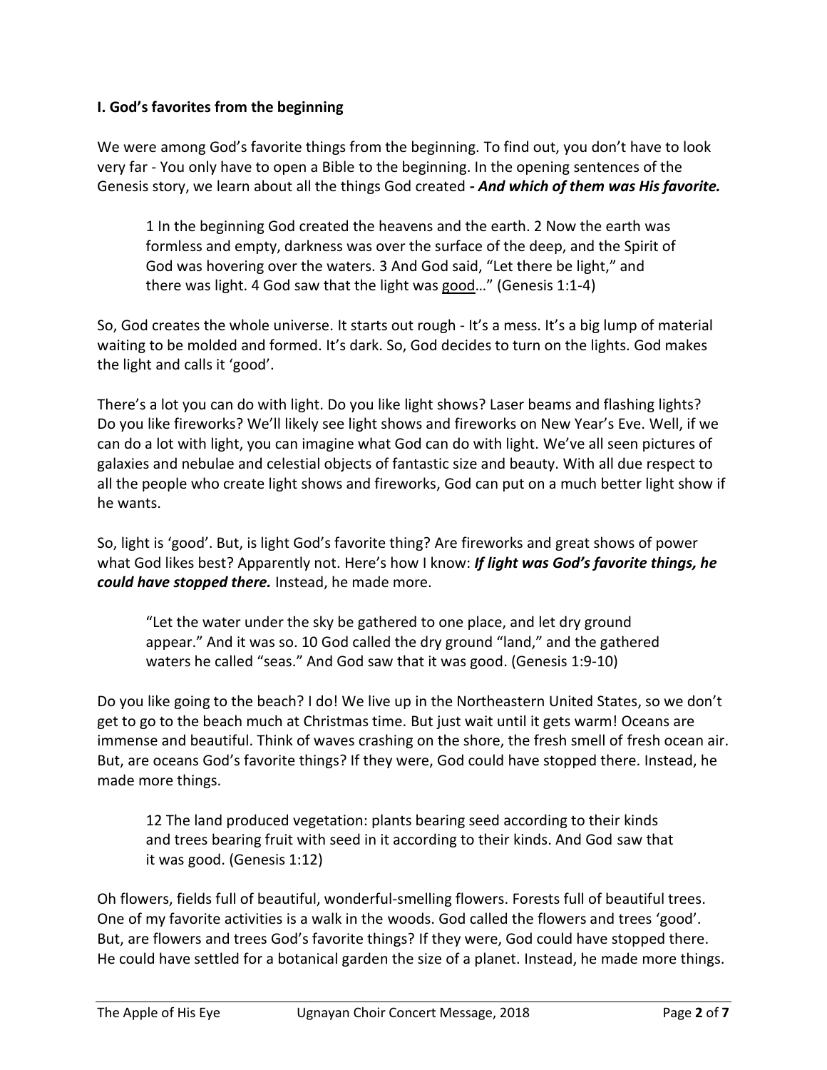**I. God's favorites from the beginning**

We were among God's favorite things from the beginning. To find out, you don't have to look very far - You only have to open a Bible to the beginning. In the opening sentences of the Genesis story, we learn about all the things God created ***- And which of them was His favorite.***

> 1 In the beginning God created the heavens and the earth. 2 Now the earth was formless and empty, darkness was over the surface of the deep, and the Spirit of God was hovering over the waters. 3 And God said, "Let there be light," and there was light. 4 God saw that the light was <u>good</u>…" (Genesis 1:1-4)

So, God creates the whole universe. It starts out rough - It's a mess. It's a big lump of material waiting to be molded and formed. It's dark. So, God decides to turn on the lights. God makes the light and calls it 'good'.

There's a lot you can do with light. Do you like light shows? Laser beams and flashing lights? Do you like fireworks? We'll likely see light shows and fireworks on New Year's Eve. Well, if we can do a lot with light, you can imagine what God can do with light. We've all seen pictures of galaxies and nebulae and celestial objects of fantastic size and beauty. With all due respect to all the people who create light shows and fireworks, God can put on a much better light show if he wants.

So, light is 'good'. But, is light God's favorite thing? Are fireworks and great shows of power what God likes best? Apparently not. Here's how I know: ***If light was God's favorite things, he could have stopped there.*** Instead, he made more.

> "Let the water under the sky be gathered to one place, and let dry ground appear." And it was so. 10 God called the dry ground "land," and the gathered waters he called "seas." And God saw that it was good. (Genesis 1:9-10)

Do you like going to the beach? I do! We live up in the Northeastern United States, so we don't get to go to the beach much at Christmas time. But just wait until it gets warm! Oceans are immense and beautiful. Think of waves crashing on the shore, the fresh smell of fresh ocean air. But, are oceans God's favorite things? If they were, God could have stopped there. Instead, he made more things.

> 12 The land produced vegetation: plants bearing seed according to their kinds and trees bearing fruit with seed in it according to their kinds. And God saw that it was good. (Genesis 1:12)

Oh flowers, fields full of beautiful, wonderful-smelling flowers. Forests full of beautiful trees. One of my favorite activities is a walk in the woods. God called the flowers and trees 'good'. But, are flowers and trees God's favorite things? If they were, God could have stopped there. He could have settled for a botanical garden the size of a planet. Instead, he made more things.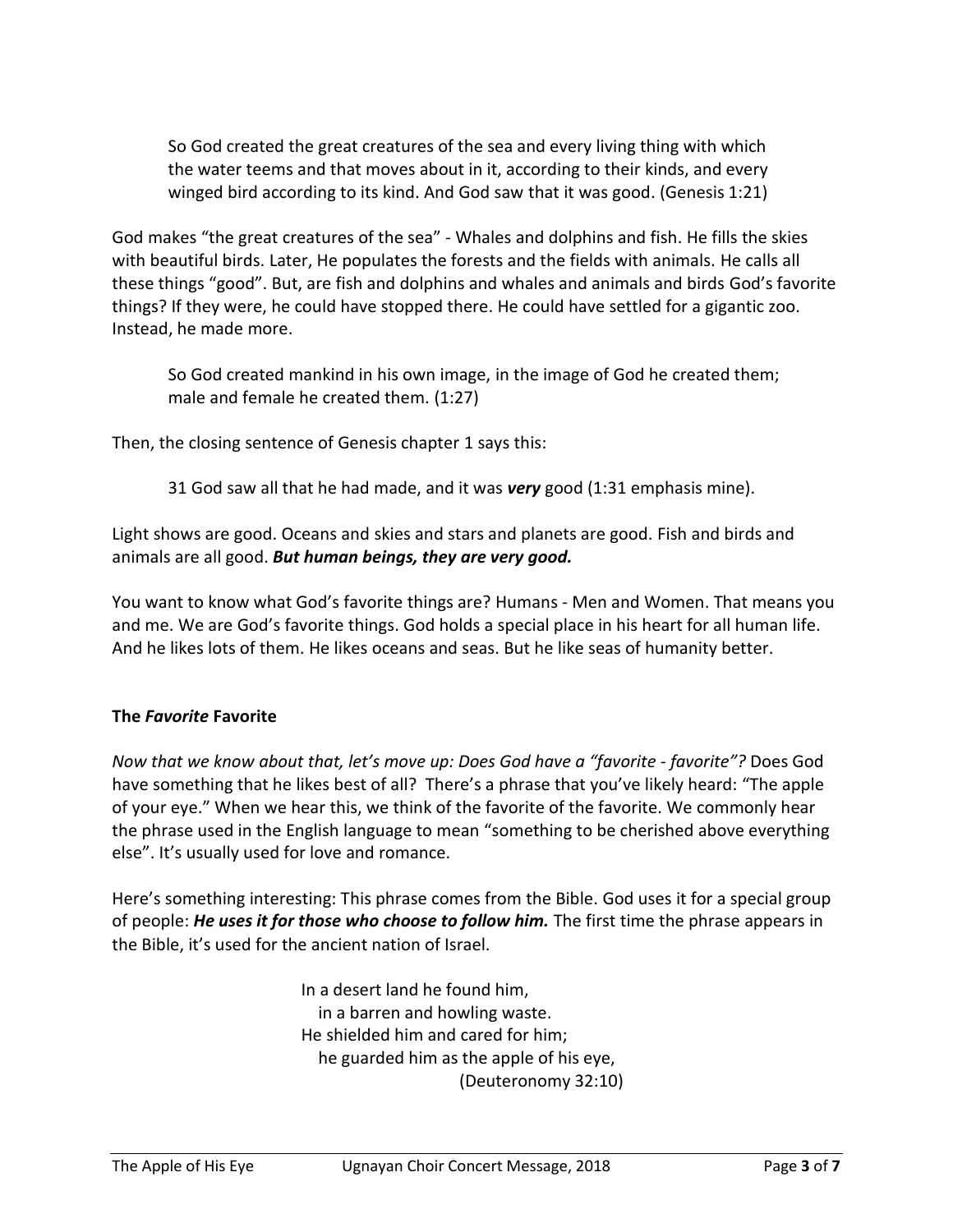> So God created the great creatures of the sea and every living thing with which the water teems and that moves about in it, according to their kinds, and every winged bird according to its kind. And God saw that it was good. (Genesis 1:21)

God makes "the great creatures of the sea" - Whales and dolphins and fish. He fills the skies with beautiful birds. Later, He populates the forests and the fields with animals. He calls all these things "good". But, are fish and dolphins and whales and animals and birds God's favorite things? If they were, he could have stopped there. He could have settled for a gigantic zoo. Instead, he made more.

> So God created mankind in his own image, in the image of God he created them; male and female he created them. (1:27)

Then, the closing sentence of Genesis chapter 1 says this:

> 31 God saw all that he had made, and it was ***very*** good (1:31 emphasis mine).

Light shows are good. Oceans and skies and stars and planets are good. Fish and birds and animals are all good. ***But human beings, they are very good.***

You want to know what God's favorite things are? Humans - Men and Women. That means you and me. We are God's favorite things. God holds a special place in his heart for all human life. And he likes lots of them. He likes oceans and seas. But he like seas of humanity better.

### The *Favorite* Favorite

*Now that we know about that, let's move up: Does God have a "favorite - favorite"?* Does God have something that he likes best of all? There's a phrase that you've likely heard: "The apple of your eye." When we hear this, we think of the favorite of the favorite. We commonly hear the phrase used in the English language to mean "something to be cherished above everything else". It's usually used for love and romance.

Here's something interesting: This phrase comes from the Bible. God uses it for a special group of people: ***He uses it for those who choose to follow him.*** The first time the phrase appears in the Bible, it's used for the ancient nation of Israel.

> In a desert land he found him,
> in a barren and howling waste.
> He shielded him and cared for him;
> he guarded him as the apple of his eye,
> (Deuteronomy 32:10)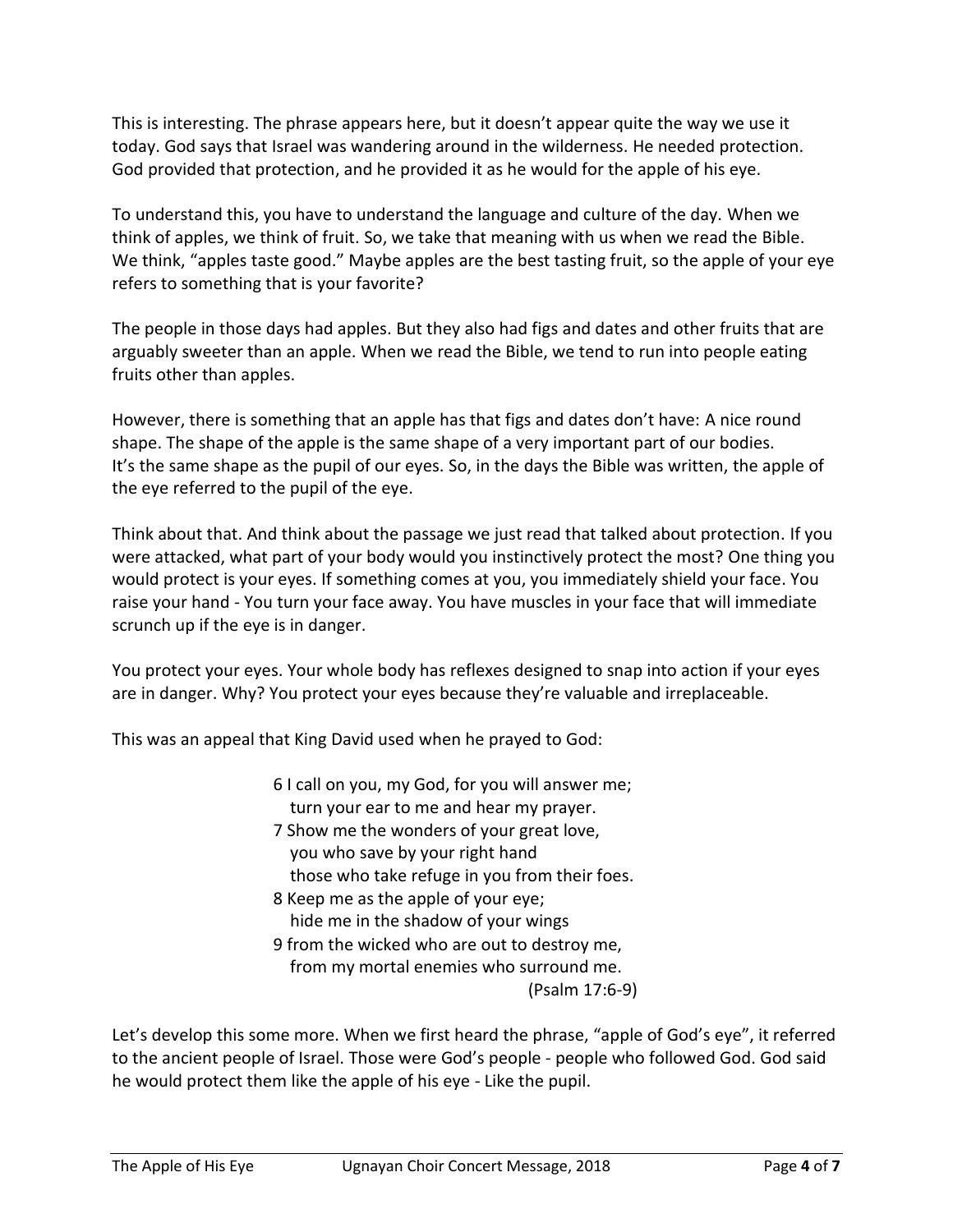This is interesting. The phrase appears here, but it doesn't appear quite the way we use it today. God says that Israel was wandering around in the wilderness. He needed protection. God provided that protection, and he provided it as he would for the apple of his eye.

To understand this, you have to understand the language and culture of the day. When we think of apples, we think of fruit. So, we take that meaning with us when we read the Bible. We think, "apples taste good." Maybe apples are the best tasting fruit, so the apple of your eye refers to something that is your favorite?

The people in those days had apples. But they also had figs and dates and other fruits that are arguably sweeter than an apple. When we read the Bible, we tend to run into people eating fruits other than apples.

However, there is something that an apple has that figs and dates don't have: A nice round shape. The shape of the apple is the same shape of a very important part of our bodies. It's the same shape as the pupil of our eyes. So, in the days the Bible was written, the apple of the eye referred to the pupil of the eye.

Think about that. And think about the passage we just read that talked about protection. If you were attacked, what part of your body would you instinctively protect the most? One thing you would protect is your eyes. If something comes at you, you immediately shield your face. You raise your hand - You turn your face away. You have muscles in your face that will immediate scrunch up if the eye is in danger.

You protect your eyes. Your whole body has reflexes designed to snap into action if your eyes are in danger. Why? You protect your eyes because they're valuable and irreplaceable.

This was an appeal that King David used when he prayed to God:

> 6 I call on you, my God, for you will answer me;
> turn your ear to me and hear my prayer.
> 7 Show me the wonders of your great love,
> you who save by your right hand
> those who take refuge in you from their foes.
> 8 Keep me as the apple of your eye;
> hide me in the shadow of your wings
> 9 from the wicked who are out to destroy me,
> from my mortal enemies who surround me.
> (Psalm 17:6-9)

Let's develop this some more. When we first heard the phrase, "apple of God's eye", it referred to the ancient people of Israel. Those were God's people - people who followed God. God said he would protect them like the apple of his eye - Like the pupil.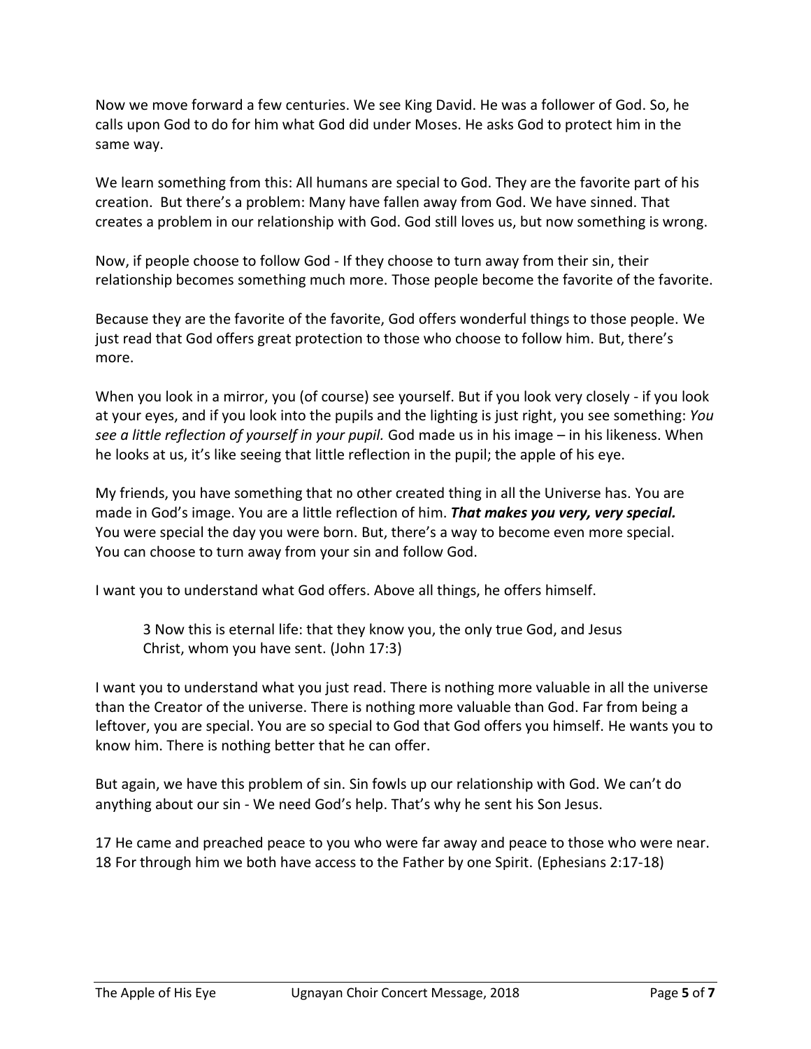Now we move forward a few centuries. We see King David. He was a follower of God. So, he calls upon God to do for him what God did under Moses. He asks God to protect him in the same way.

We learn something from this: All humans are special to God. They are the favorite part of his creation. But there's a problem: Many have fallen away from God. We have sinned. That creates a problem in our relationship with God. God still loves us, but now something is wrong.

Now, if people choose to follow God - If they choose to turn away from their sin, their relationship becomes something much more. Those people become the favorite of the favorite.

Because they are the favorite of the favorite, God offers wonderful things to those people. We just read that God offers great protection to those who choose to follow him. But, there's more.

When you look in a mirror, you (of course) see yourself. But if you look very closely - if you look at your eyes, and if you look into the pupils and the lighting is just right, you see something: *You see a little reflection of yourself in your pupil.* God made us in his image – in his likeness. When he looks at us, it's like seeing that little reflection in the pupil; the apple of his eye.

My friends, you have something that no other created thing in all the Universe has. You are made in God's image. You are a little reflection of him. ***That makes you very, very special.*** You were special the day you were born. But, there's a way to become even more special. You can choose to turn away from your sin and follow God.

I want you to understand what God offers. Above all things, he offers himself.

> 3 Now this is eternal life: that they know you, the only true God, and Jesus Christ, whom you have sent. (John 17:3)

I want you to understand what you just read. There is nothing more valuable in all the universe than the Creator of the universe. There is nothing more valuable than God. Far from being a leftover, you are special. You are so special to God that God offers you himself. He wants you to know him. There is nothing better that he can offer.

But again, we have this problem of sin. Sin fowls up our relationship with God. We can't do anything about our sin - We need God's help. That's why he sent his Son Jesus.

17 He came and preached peace to you who were far away and peace to those who were near. 18 For through him we both have access to the Father by one Spirit. (Ephesians 2:17-18)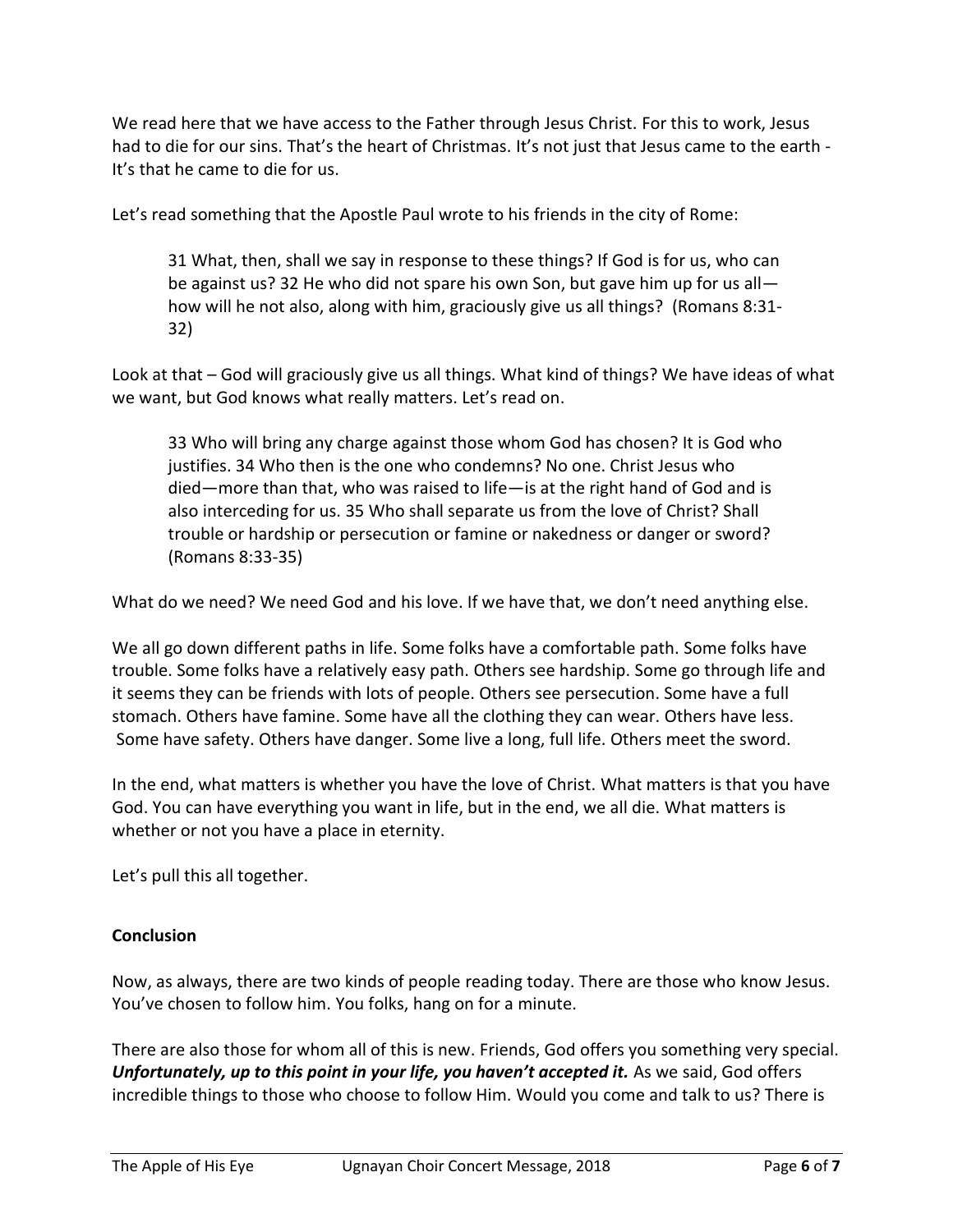We read here that we have access to the Father through Jesus Christ. For this to work, Jesus had to die for our sins. That's the heart of Christmas. It's not just that Jesus came to the earth - It's that he came to die for us.

Let's read something that the Apostle Paul wrote to his friends in the city of Rome:

> 31 What, then, shall we say in response to these things? If God is for us, who can be against us? 32 He who did not spare his own Son, but gave him up for us all—how will he not also, along with him, graciously give us all things? (Romans 8:31-32)

Look at that – God will graciously give us all things. What kind of things? We have ideas of what we want, but God knows what really matters. Let's read on.

> 33 Who will bring any charge against those whom God has chosen? It is God who justifies. 34 Who then is the one who condemns? No one. Christ Jesus who died—more than that, who was raised to life—is at the right hand of God and is also interceding for us. 35 Who shall separate us from the love of Christ? Shall trouble or hardship or persecution or famine or nakedness or danger or sword? (Romans 8:33-35)

What do we need? We need God and his love. If we have that, we don't need anything else.

We all go down different paths in life. Some folks have a comfortable path. Some folks have trouble. Some folks have a relatively easy path. Others see hardship. Some go through life and it seems they can be friends with lots of people. Others see persecution. Some have a full stomach. Others have famine. Some have all the clothing they can wear. Others have less. Some have safety. Others have danger. Some live a long, full life. Others meet the sword.

In the end, what matters is whether you have the love of Christ. What matters is that you have God. You can have everything you want in life, but in the end, we all die. What matters is whether or not you have a place in eternity.

Let's pull this all together.

**Conclusion**

Now, as always, there are two kinds of people reading today. There are those who know Jesus. You've chosen to follow him. You folks, hang on for a minute.

There are also those for whom all of this is new. Friends, God offers you something very special. ***Unfortunately, up to this point in your life, you haven't accepted it.*** As we said, God offers incredible things to those who choose to follow Him. Would you come and talk to us? There is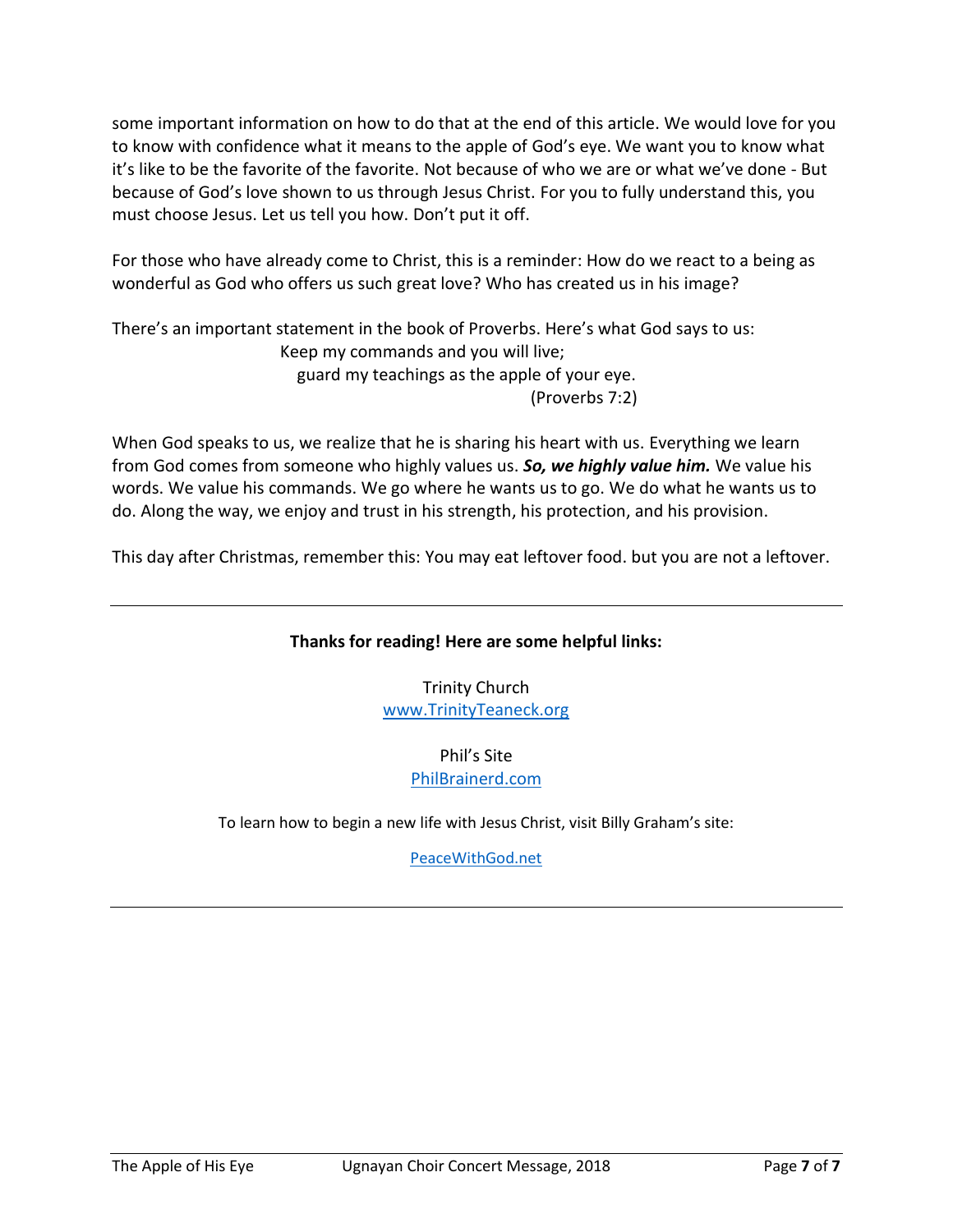some important information on how to do that at the end of this article. We would love for you to know with confidence what it means to the apple of God's eye. We want you to know what it's like to be the favorite of the favorite. Not because of who we are or what we've done - But because of God's love shown to us through Jesus Christ. For you to fully understand this, you must choose Jesus. Let us tell you how. Don't put it off.

For those who have already come to Christ, this is a reminder: How do we react to a being as wonderful as God who offers us such great love? Who has created us in his image?

There's an important statement in the book of Proverbs. Here's what God says to us:

> Keep my commands and you will live;
> guard my teachings as the apple of your eye.
> (Proverbs 7:2)

When God speaks to us, we realize that he is sharing his heart with us. Everything we learn from God comes from someone who highly values us. ***So, we highly value him.*** We value his words. We value his commands. We go where he wants us to go. We do what he wants us to do. Along the way, we enjoy and trust in his strength, his protection, and his provision.

This day after Christmas, remember this: You may eat leftover food. but you are not a leftover.

---

**Thanks for reading! Here are some helpful links:**

Trinity Church
[www.TrinityTeaneck.org](http://www.TrinityTeaneck.org)

Phil's Site
[PhilBrainerd.com](http://PhilBrainerd.com)

To learn how to begin a new life with Jesus Christ, visit Billy Graham's site:

[PeaceWithGod.net](http://PeaceWithGod.net)

---